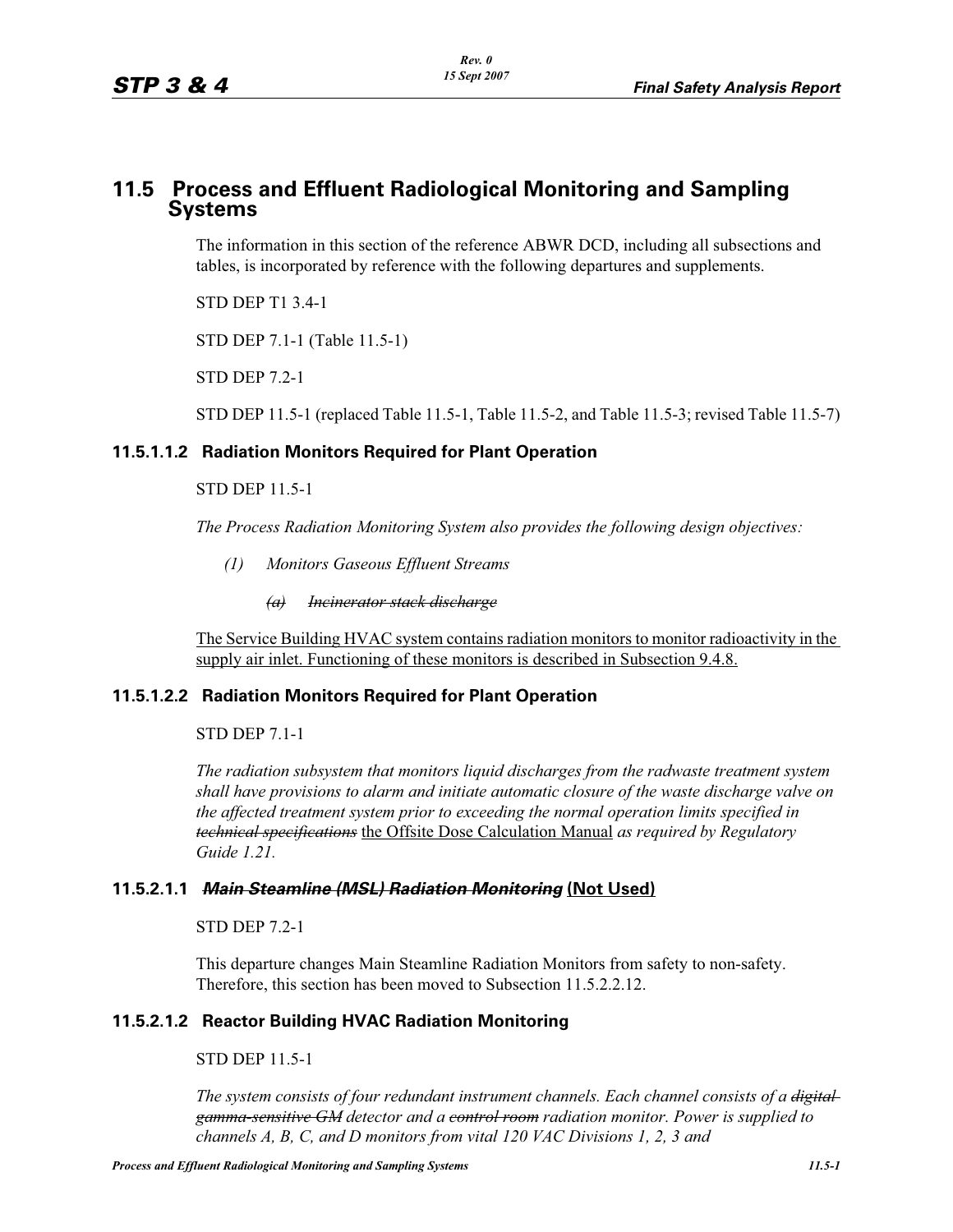## 11.5 Process and Effluent Radiological Monitoring and Sampling Systems

The information in this section of the reference ABWR DCD, including all subsections and tables, is incorporated by reference with the following departures and supplements.

STD DEP T1 3.4-1

STD DEP 7.1-1 (Table 11.5-1)

STD DEP 7.2-1

STD DEP 11.5-1 (replaced Table 11.5-1, Table 11.5-2, and Table 11.5-3; revised Table 11.5-7)

### 11.5.1.1.2 Radiation Monitors Required for Plant Operation

STD DEP 11.5-1

*The Process Radiation Monitoring System also provides the following design objectives:*

*(1) Monitors Gaseous Effluent Streams*

~~*(a) Incinerator stack discharge*~~

<u>The Service Building HVAC system contains radiation monitors to monitor radioactivity in the supply air inlet. Functioning of these monitors is described in Subsection 9.4.8.</u>

### 11.5.1.2.2 Radiation Monitors Required for Plant Operation

STD DEP 7.1-1

*The radiation subsystem that monitors liquid discharges from the radwaste treatment system shall have provisions to alarm and initiate automatic closure of the waste discharge valve on the affected treatment system prior to exceeding the normal operation limits specified in* ~~*technical specifications*~~ <u>the Offsite Dose Calculation Manual</u> *as required by Regulatory Guide 1.21.*

### 11.5.2.1.1 ~~*Main Steamline (MSL) Radiation Monitoring*~~ <u>(Not Used)</u>

STD DEP 7.2-1

This departure changes Main Steamline Radiation Monitors from safety to non-safety. Therefore, this section has been moved to Subsection 11.5.2.2.12.

### 11.5.2.1.2 Reactor Building HVAC Radiation Monitoring

STD DEP 11.5-1

*The system consists of four redundant instrument channels. Each channel consists of a* ~~*digital gamma-sensitive GM*~~ *detector and a* ~~*control room*~~ *radiation monitor. Power is supplied to channels A, B, C, and D monitors from vital 120 VAC Divisions 1, 2, 3 and*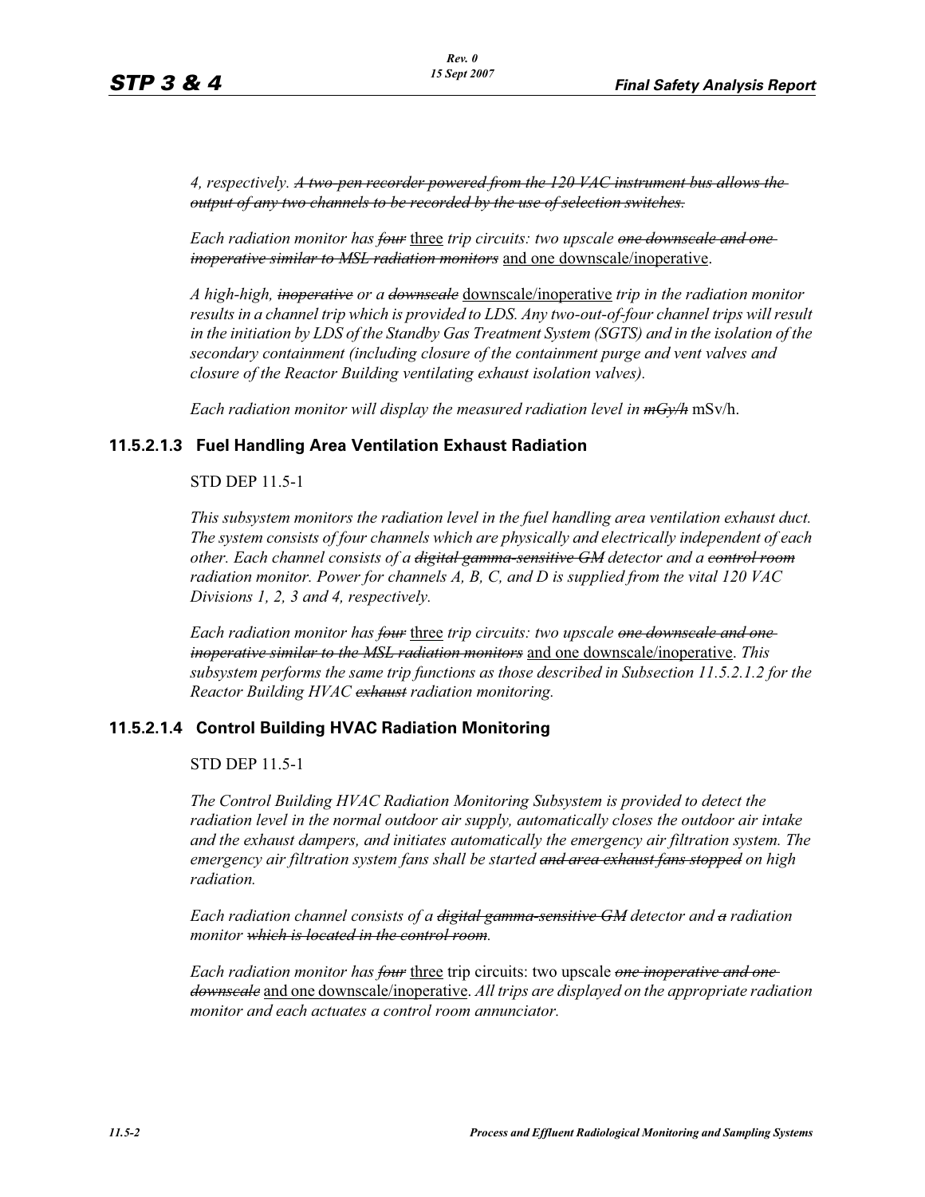*4, respectively. ~~A two-pen recorder powered from the 120 VAC instrument bus allows the output of any two channels to be recorded by the use of selection switches.~~*

*Each radiation monitor has ~~four~~* <u>three</u> *trip circuits: two upscale ~~one downscale and one inoperative similar to MSL radiation monitors~~* <u>and one downscale/inoperative</u>.

*A high-high, ~~inoperative~~ or a ~~downscale~~* <u>downscale/inoperative</u> *trip in the radiation monitor results in a channel trip which is provided to LDS. Any two-out-of-four channel trips will result in the initiation by LDS of the Standby Gas Treatment System (SGTS) and in the isolation of the secondary containment (including closure of the containment purge and vent valves and closure of the Reactor Building ventilating exhaust isolation valves).*

*Each radiation monitor will display the measured radiation level in ~~mGy/h~~* mSv/h.

### 11.5.2.1.3 Fuel Handling Area Ventilation Exhaust Radiation

STD DEP 11.5-1

*This subsystem monitors the radiation level in the fuel handling area ventilation exhaust duct. The system consists of four channels which are physically and electrically independent of each other. Each channel consists of a ~~digital gamma-sensitive GM~~ detector and a ~~control room~~ radiation monitor. Power for channels A, B, C, and D is supplied from the vital 120 VAC Divisions 1, 2, 3 and 4, respectively.*

*Each radiation monitor has ~~four~~* <u>three</u> *trip circuits: two upscale ~~one downscale and one inoperative similar to the MSL radiation monitors~~* <u>and one downscale/inoperative</u>. *This subsystem performs the same trip functions as those described in Subsection 11.5.2.1.2 for the Reactor Building HVAC ~~exhaust~~ radiation monitoring.*

### 11.5.2.1.4 Control Building HVAC Radiation Monitoring

STD DEP 11.5-1

*The Control Building HVAC Radiation Monitoring Subsystem is provided to detect the radiation level in the normal outdoor air supply, automatically closes the outdoor air intake and the exhaust dampers, and initiates automatically the emergency air filtration system. The emergency air filtration system fans shall be started ~~and area exhaust fans stopped~~ on high radiation.*

*Each radiation channel consists of a ~~digital gamma-sensitive GM~~ detector and ~~a~~ radiation monitor ~~which is located in the control room~~.*

*Each radiation monitor has ~~four~~* <u>three</u> trip circuits: two upscale *~~one inoperative and one downscale~~* <u>and one downscale/inoperative</u>. *All trips are displayed on the appropriate radiation monitor and each actuates a control room annunciator.*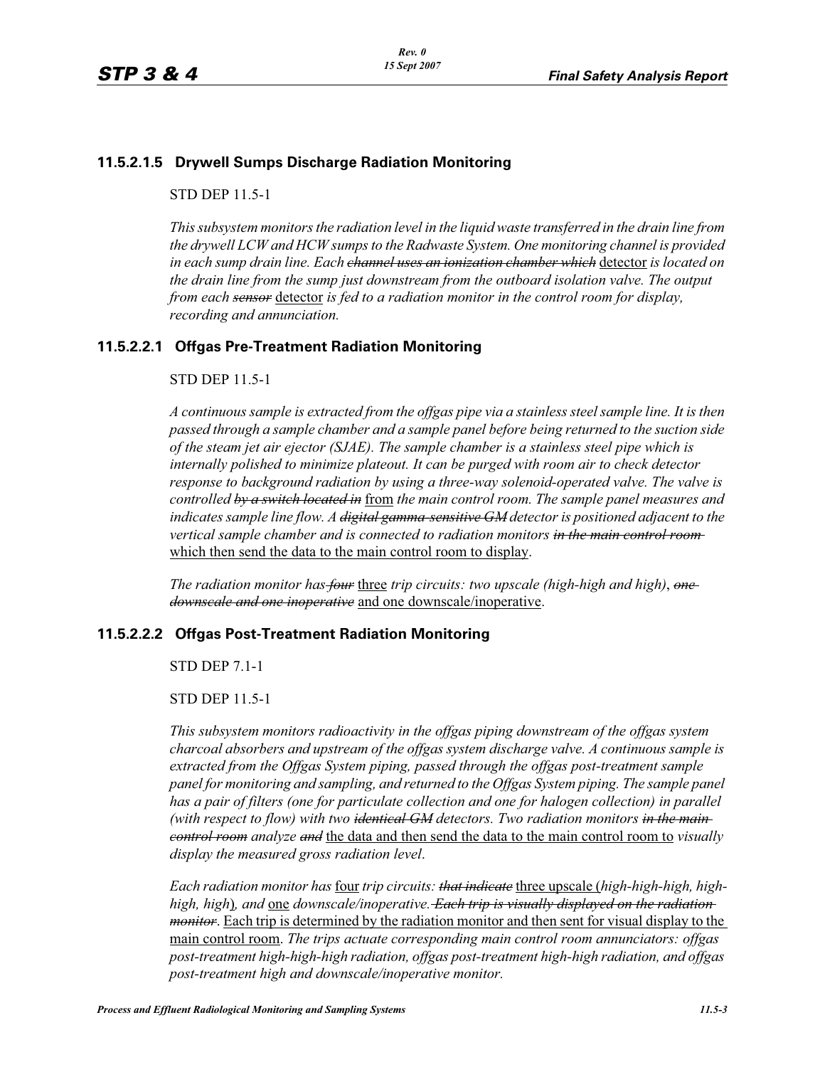### 11.5.2.1.5 Drywell Sumps Discharge Radiation Monitoring

STD DEP 11.5-1

*This subsystem monitors the radiation level in the liquid waste transferred in the drain line from the drywell LCW and HCW sumps to the Radwaste System. One monitoring channel is provided in each sump drain line. Each* ~~*channel uses an ionization chamber which*~~ detector *is located on the drain line from the sump just downstream from the outboard isolation valve. The output from each* ~~*sensor*~~ detector *is fed to a radiation monitor in the control room for display, recording and annunciation.*

### 11.5.2.2.1 Offgas Pre-Treatment Radiation Monitoring

STD DEP 11.5-1

*A continuous sample is extracted from the offgas pipe via a stainless steel sample line. It is then passed through a sample chamber and a sample panel before being returned to the suction side of the steam jet air ejector (SJAE). The sample chamber is a stainless steel pipe which is internally polished to minimize plateout. It can be purged with room air to check detector response to background radiation by using a three-way solenoid-operated valve. The valve is controlled* ~~*by a switch located in*~~ from *the main control room. The sample panel measures and indicates sample line flow. A* ~~*digital gamma-sensitive GM*~~ *detector is positioned adjacent to the vertical sample chamber and is connected to radiation monitors* ~~*in the main control room*~~ which then send the data to the main control room to display.

*The radiation monitor has* ~~*four*~~ three *trip circuits: two upscale (high-high and high)*, ~~*one downscale and one inoperative*~~ and one downscale/inoperative.

### 11.5.2.2.2 Offgas Post-Treatment Radiation Monitoring

STD DEP 7.1-1

STD DEP 11.5-1

*This subsystem monitors radioactivity in the offgas piping downstream of the offgas system charcoal absorbers and upstream of the offgas system discharge valve. A continuous sample is extracted from the Offgas System piping, passed through the offgas post-treatment sample panel for monitoring and sampling, and returned to the Offgas System piping. The sample panel has a pair of filters (one for particulate collection and one for halogen collection) in parallel (with respect to flow) with two* ~~*identical GM*~~ *detectors. Two radiation monitors* ~~*in the main control room*~~ *analyze* ~~*and*~~ the data and then send the data to the main control room to *visually display the measured gross radiation level*.

*Each radiation monitor has* four *trip circuits:* ~~*that indicate*~~ three upscale (*high-high-high, high-high, high*), *and* one *downscale/inoperative.* ~~*Each trip is visually displayed on the radiation monitor*~~. Each trip is determined by the radiation monitor and then sent for visual display to the main control room. *The trips actuate corresponding main control room annunciators: offgas post-treatment high-high-high radiation, offgas post-treatment high-high radiation, and offgas post-treatment high and downscale/inoperative monitor.*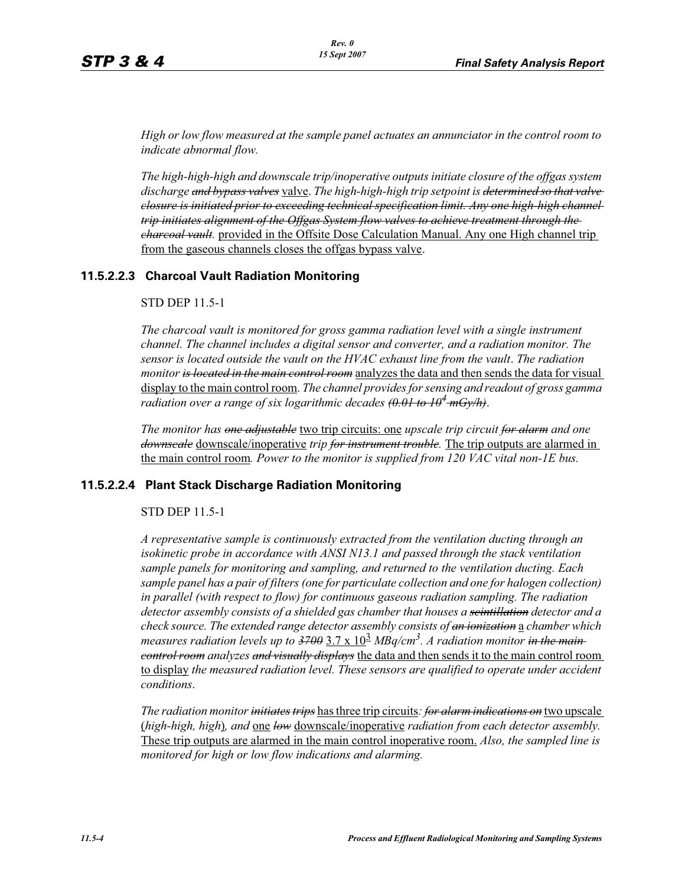*High or low flow measured at the sample panel actuates an annunciator in the control room to indicate abnormal flow.*

*The high-high-high and downscale trip/inoperative outputs initiate closure of the offgas system discharge ~~and bypass valves~~* valve. *The high-high-high trip setpoint is ~~determined so that valve closure is initiated prior to exceeding technical specification limit. Any one high-high channel trip initiates alignment of the Offgas System flow valves to achieve treatment through the charcoal vault.~~* provided in the Offsite Dose Calculation Manual. Any one High channel trip from the gaseous channels closes the offgas bypass valve.

### 11.5.2.2.3 Charcoal Vault Radiation Monitoring

STD DEP 11.5-1

*The charcoal vault is monitored for gross gamma radiation level with a single instrument channel. The channel includes a digital sensor and converter, and a radiation monitor. The sensor is located outside the vault on the HVAC exhaust line from the vault. The radiation monitor ~~is located in the main control room~~* analyzes the data and then sends the data for visual display to the main control room. *The channel provides for sensing and readout of gross gamma radiation over a range of six logarithmic decades ~~(0.01 to $10^4$ mGy/h)~~.*

*The monitor has ~~one adjustable~~* two trip circuits: one *upscale trip circuit ~~for alarm~~ and one ~~downscale~~* downscale/inoperative *trip ~~for instrument trouble~~.* The trip outputs are alarmed in the main control room*. Power to the monitor is supplied from 120 VAC vital non-1E bus.*

### 11.5.2.2.4 Plant Stack Discharge Radiation Monitoring

STD DEP 11.5-1

*A representative sample is continuously extracted from the ventilation ducting through an isokinetic probe in accordance with ANSI N13.1 and passed through the stack ventilation sample panels for monitoring and sampling, and returned to the ventilation ducting. Each sample panel has a pair of filters (one for particulate collection and one for halogen collection) in parallel (with respect to flow) for continuous gaseous radiation sampling. The radiation detector assembly consists of a shielded gas chamber that houses a ~~scintillation~~ detector and a check source. The extended range detector assembly consists of ~~an ionization~~* a *chamber which measures radiation levels up to ~~3700~~* $3.7 \times 10^3$ *$MBq/cm^3$. A radiation monitor ~~in the main control room~~ analyzes ~~and visually displays~~* the data and then sends it to the main control room to display *the measured radiation level. These sensors are qualified to operate under accident conditions.*

*The radiation monitor ~~initiates trips~~* has three trip circuits*: ~~for alarm indications on~~* two upscale (*high-high, high*)*, and* one *~~low~~* downscale/inoperative *radiation from each detector assembly.* These trip outputs are alarmed in the main control inoperative room. *Also, the sampled line is monitored for high or low flow indications and alarming.*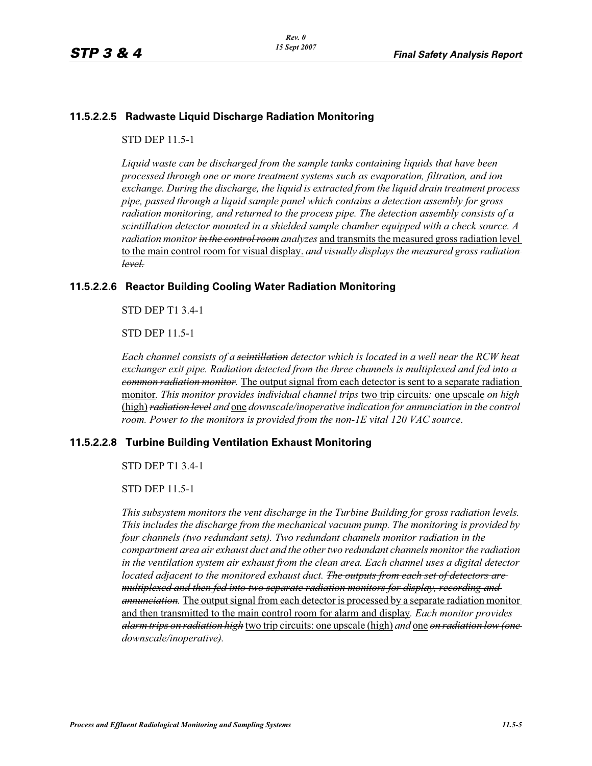### 11.5.2.2.5 Radwaste Liquid Discharge Radiation Monitoring

STD DEP 11.5-1

*Liquid waste can be discharged from the sample tanks containing liquids that have been processed through one or more treatment systems such as evaporation, filtration, and ion exchange. During the discharge, the liquid is extracted from the liquid drain treatment process pipe, passed through a liquid sample panel which contains a detection assembly for gross radiation monitoring, and returned to the process pipe. The detection assembly consists of a ~~scintillation~~ detector mounted in a shielded sample chamber equipped with a check source. A radiation monitor ~~in the control room~~ analyzes* <u>and transmits the measured gross radiation level to the main control room for visual display.</u> *~~and visually displays the measured gross radiation level.~~*

### 11.5.2.2.6 Reactor Building Cooling Water Radiation Monitoring

STD DEP T1 3.4-1

STD DEP 11.5-1

*Each channel consists of a ~~scintillation~~ detector which is located in a well near the RCW heat exchanger exit pipe. ~~Radiation detected from the three channels is multiplexed and fed into a common radiation monitor.~~* <u>The output signal from each detector is sent to a separate radiation monitor</u>*. This monitor provides ~~individual channel trips~~* <u>two trip circuits</u>*:* <u>one upscale</u> *~~on high~~* <u>(high)</u> *~~radiation level~~ and* <u>one</u> *downscale/inoperative indication for annunciation in the control room. Power to the monitors is provided from the non-1E vital 120 VAC source.*

### 11.5.2.2.8 Turbine Building Ventilation Exhaust Monitoring

STD DEP T1 3.4-1

STD DEP 11.5-1

*This subsystem monitors the vent discharge in the Turbine Building for gross radiation levels. This includes the discharge from the mechanical vacuum pump. The monitoring is provided by four channels (two redundant sets). Two redundant channels monitor radiation in the compartment area air exhaust duct and the other two redundant channels monitor the radiation in the ventilation system air exhaust from the clean area. Each channel uses a digital detector located adjacent to the monitored exhaust duct. ~~The outputs from each set of detectors are multiplexed and then fed into two separate radiation monitors for display, recording and annunciation.~~* <u>The output signal from each detector is processed by a separate radiation monitor and then transmitted to the main control room for alarm and display</u>. *Each monitor provides ~~alarm trips on radiation high~~* <u>two trip circuits: one upscale (high)</u> *and* <u>one</u> *~~on radiation low (one~~ downscale/inoperative~~)~~.*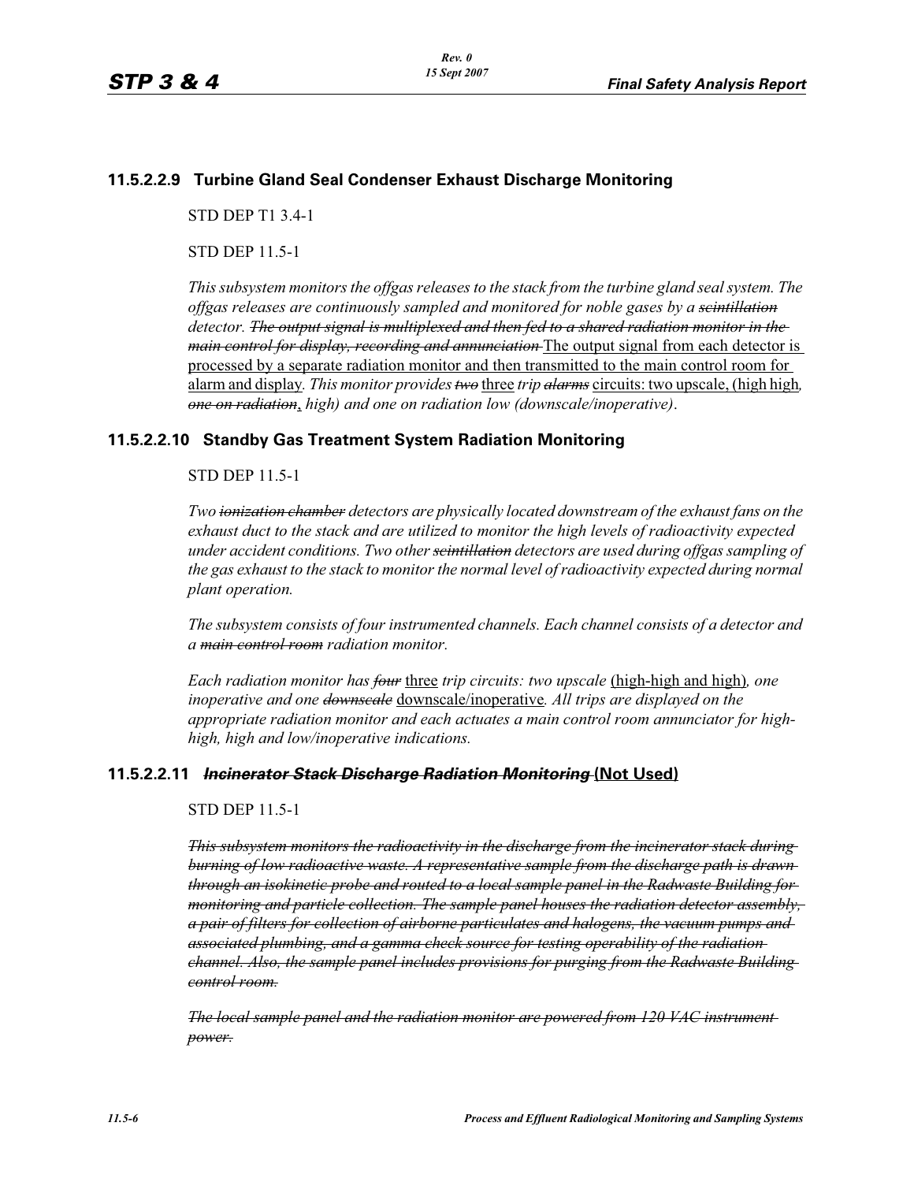### 11.5.2.2.9 Turbine Gland Seal Condenser Exhaust Discharge Monitoring

STD DEP T1 3.4-1

STD DEP 11.5-1

*This subsystem monitors the offgas releases to the stack from the turbine gland seal system. The offgas releases are continuously sampled and monitored for noble gases by a ~~scintillation~~ detector. ~~The output signal is multiplexed and then fed to a shared radiation monitor in the main control for display, recording and annunciation~~* The output signal from each detector is processed by a separate radiation monitor and then transmitted to the main control room for alarm and display. *This monitor provides ~~two~~* three *trip ~~alarms~~* circuits: two upscale, (high high*, ~~one on radiation~~*, *high) and one on radiation low (downscale/inoperative).*

### 11.5.2.2.10 Standby Gas Treatment System Radiation Monitoring

STD DEP 11.5-1

*Two ~~ionization chamber~~ detectors are physically located downstream of the exhaust fans on the exhaust duct to the stack and are utilized to monitor the high levels of radioactivity expected under accident conditions. Two other ~~scintillation~~ detectors are used during offgas sampling of the gas exhaust to the stack to monitor the normal level of radioactivity expected during normal plant operation.*

*The subsystem consists of four instrumented channels. Each channel consists of a detector and a ~~main control room~~ radiation monitor.*

*Each radiation monitor has ~~four~~* three *trip circuits: two upscale* (high-high and high)*, one inoperative and one ~~downscale~~* downscale/inoperative*. All trips are displayed on the appropriate radiation monitor and each actuates a main control room annunciator for high-high, high and low/inoperative indications.*

### 11.5.2.2.11 ~~*Incinerator Stack Discharge Radiation Monitoring*~~ (Not Used)

STD DEP 11.5-1

~~*This subsystem monitors the radioactivity in the discharge from the incinerator stack during burning of low radioactive waste. A representative sample from the discharge path is drawn through an isokinetic probe and routed to a local sample panel in the Radwaste Building for monitoring and particle collection. The sample panel houses the radiation detector assembly, a pair of filters for collection of airborne particulates and halogens, the vacuum pumps and associated plumbing, and a gamma check source for testing operability of the radiation channel. Also, the sample panel includes provisions for purging from the Radwaste Building control room.*~~

~~*The local sample panel and the radiation monitor are powered from 120 VAC instrument power.*~~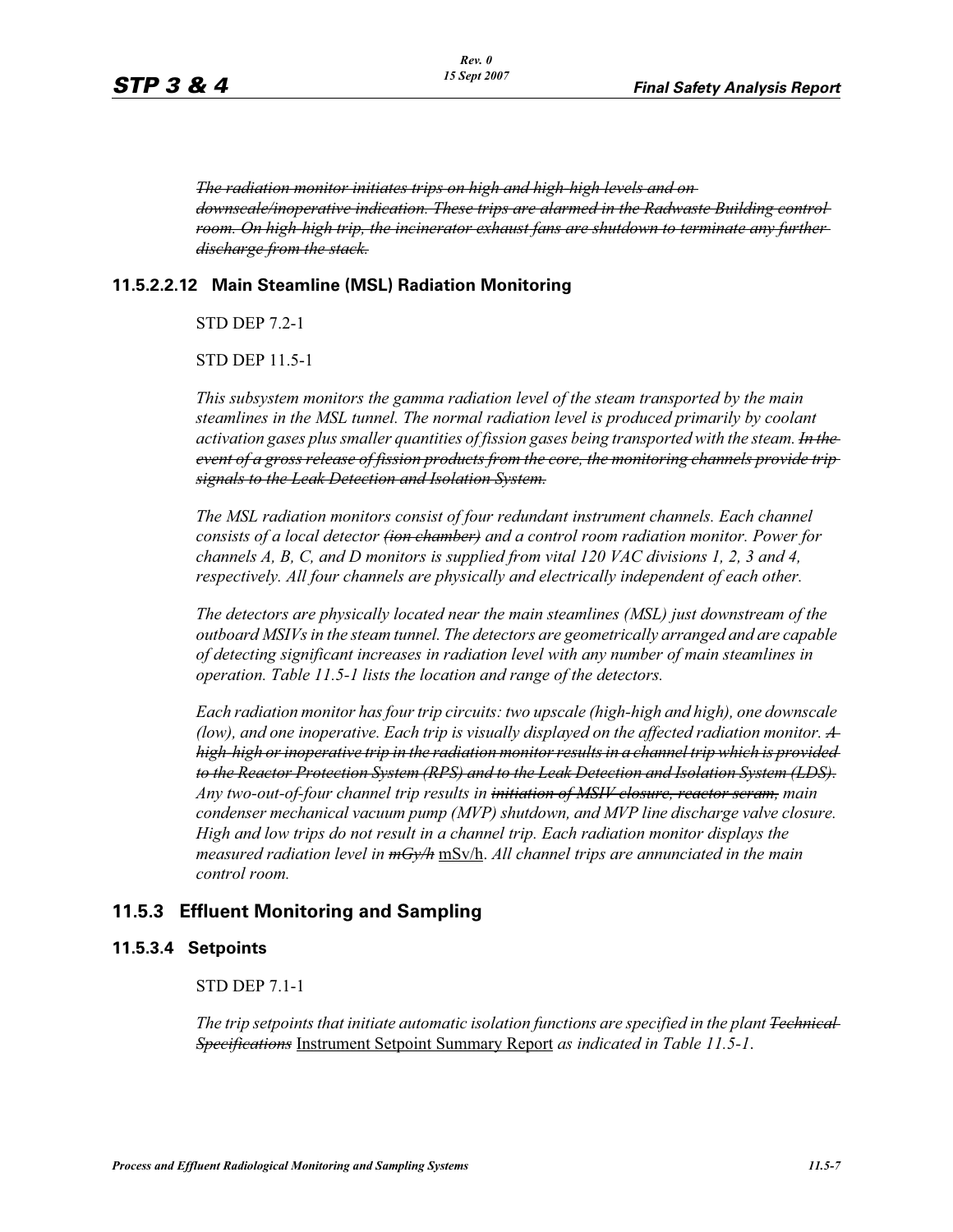~~*The radiation monitor initiates trips on high and high-high levels and on downscale/inoperative indication. These trips are alarmed in the Radwaste Building control room. On high-high trip, the incinerator exhaust fans are shutdown to terminate any further discharge from the stack.*~~

### 11.5.2.2.12 Main Steamline (MSL) Radiation Monitoring

STD DEP 7.2-1

STD DEP 11.5-1

*This subsystem monitors the gamma radiation level of the steam transported by the main steamlines in the MSL tunnel. The normal radiation level is produced primarily by coolant activation gases plus smaller quantities of fission gases being transported with the steam.* ~~*In the event of a gross release of fission products from the core, the monitoring channels provide trip signals to the Leak Detection and Isolation System.*~~

*The MSL radiation monitors consist of four redundant instrument channels. Each channel consists of a local detector* ~~*(ion chamber)*~~ *and a control room radiation monitor. Power for channels A, B, C, and D monitors is supplied from vital 120 VAC divisions 1, 2, 3 and 4, respectively. All four channels are physically and electrically independent of each other.*

*The detectors are physically located near the main steamlines (MSL) just downstream of the outboard MSIVs in the steam tunnel. The detectors are geometrically arranged and are capable of detecting significant increases in radiation level with any number of main steamlines in operation. Table 11.5-1 lists the location and range of the detectors.*

*Each radiation monitor has four trip circuits: two upscale (high-high and high), one downscale (low), and one inoperative. Each trip is visually displayed on the affected radiation monitor.* ~~*A high-high or inoperative trip in the radiation monitor results in a channel trip which is provided to the Reactor Protection System (RPS) and to the Leak Detection and Isolation System (LDS).*~~ *Any two-out-of-four channel trip results in* ~~*initiation of MSIV closure, reactor scram,*~~ *main condenser mechanical vacuum pump (MVP) shutdown, and MVP line discharge valve closure. High and low trips do not result in a channel trip. Each radiation monitor displays the measured radiation level in* ~~*mGy/h*~~ <u>mSv/h</u>. *All channel trips are annunciated in the main control room.*

## 11.5.3 Effluent Monitoring and Sampling

### 11.5.3.4 Setpoints

STD DEP 7.1-1

*The trip setpoints that initiate automatic isolation functions are specified in the plant* ~~*Technical Specifications*~~ <u>Instrument Setpoint Summary Report</u> *as indicated in Table 11.5-1.*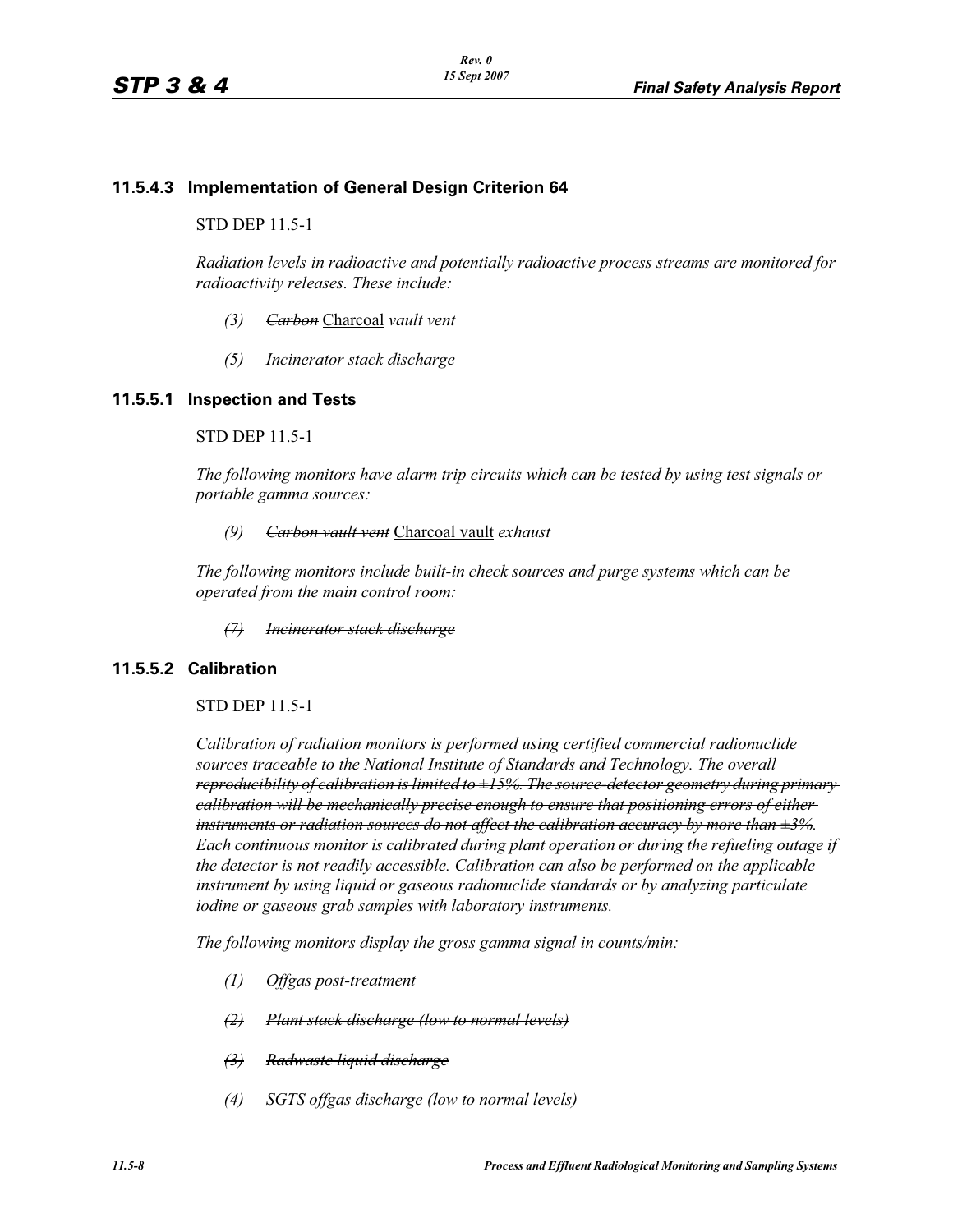### 11.5.4.3 Implementation of General Design Criterion 64

STD DEP 11.5-1

*Radiation levels in radioactive and potentially radioactive process streams are monitored for radioactivity releases. These include:*

- *(3)* ~~*Carbon*~~ Charcoal *vault vent*
- ~~*(5) Incinerator stack discharge*~~

### 11.5.5.1 Inspection and Tests

STD DEP 11.5-1

*The following monitors have alarm trip circuits which can be tested by using test signals or portable gamma sources:*

- *(9)* ~~*Carbon vault vent*~~ Charcoal vault *exhaust*

*The following monitors include built-in check sources and purge systems which can be operated from the main control room:*

- ~~*(7) Incinerator stack discharge*~~

### 11.5.5.2 Calibration

STD DEP 11.5-1

*Calibration of radiation monitors is performed using certified commercial radionuclide sources traceable to the National Institute of Standards and Technology.* ~~*The overall reproducibility of calibration is limited to ±15%. The source-detector geometry during primary calibration will be mechanically precise enough to ensure that positioning errors of either instruments or radiation sources do not affect the calibration accuracy by more than ±3%.*~~ *Each continuous monitor is calibrated during plant operation or during the refueling outage if the detector is not readily accessible. Calibration can also be performed on the applicable instrument by using liquid or gaseous radionuclide standards or by analyzing particulate iodine or gaseous grab samples with laboratory instruments.*

*The following monitors display the gross gamma signal in counts/min:*

- ~~*(1) Offgas post-treatment*~~
- ~~*(2) Plant stack discharge (low to normal levels)*~~
- ~~*(3) Radwaste liquid discharge*~~
- ~~*(4) SGTS offgas discharge (low to normal levels)*~~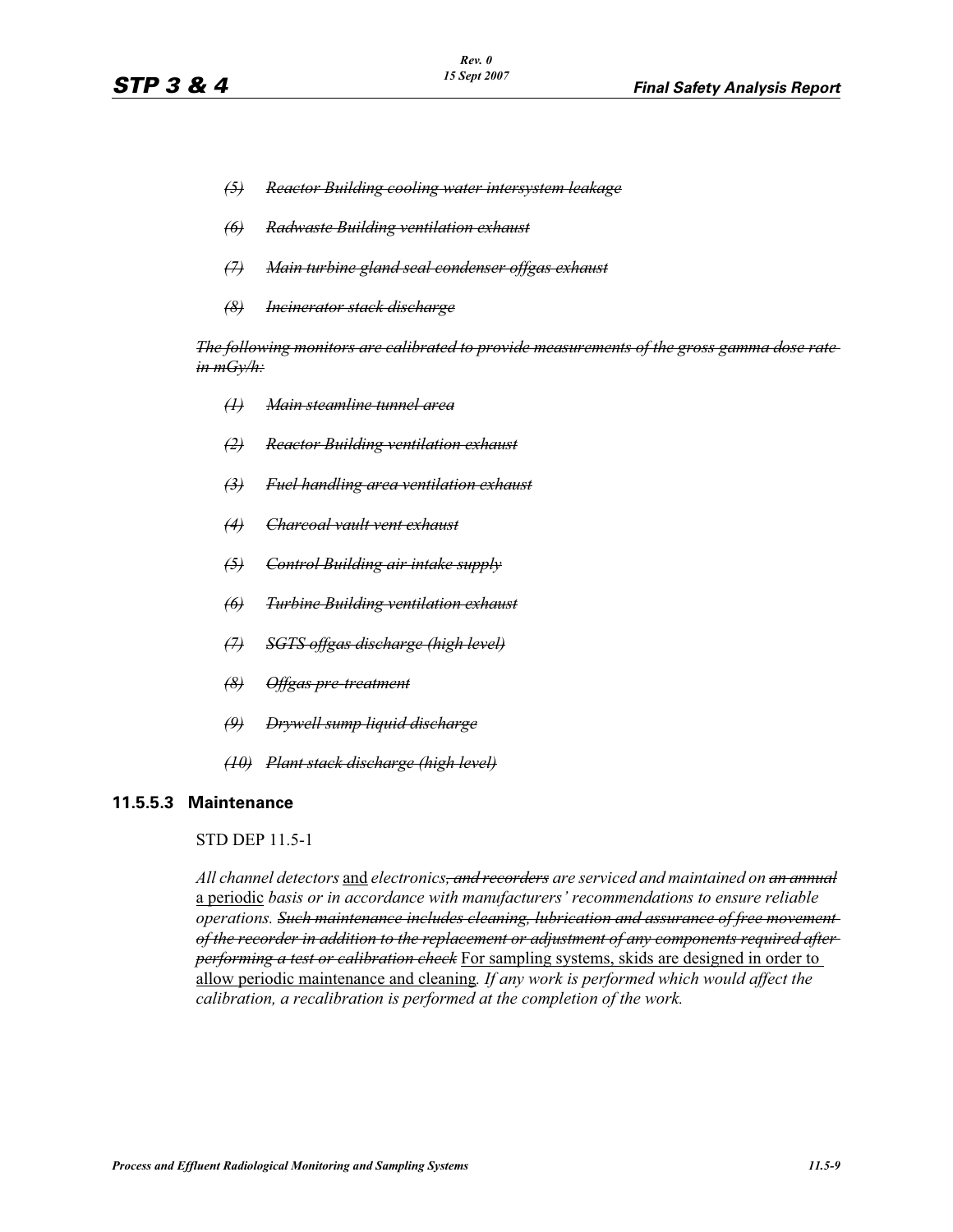*~~(5) Reactor Building cooling water intersystem leakage~~*

*~~(6) Radwaste Building ventilation exhaust~~*

*~~(7) Main turbine gland seal condenser offgas exhaust~~*

*~~(8) Incinerator stack discharge~~*

*~~The following monitors are calibrated to provide measurements of the gross gamma dose rate in mGy/h:~~*

*~~(1) Main steamline tunnel area~~*

*~~(2) Reactor Building ventilation exhaust~~*

*~~(3) Fuel handling area ventilation exhaust~~*

*~~(4) Charcoal vault vent exhaust~~*

*~~(5) Control Building air intake supply~~*

*~~(6) Turbine Building ventilation exhaust~~*

*~~(7) SGTS offgas discharge (high level)~~*

*~~(8) Offgas pre-treatment~~*

*~~(9) Drywell sump liquid discharge~~*

*~~(10) Plant stack discharge (high level)~~*

### 11.5.5.3 Maintenance

STD DEP 11.5-1

*All channel detectors* <u>and</u> *electronics~~, and recorders~~ are serviced and maintained on ~~an annual~~* <u>a periodic</u> *basis or in accordance with manufacturers' recommendations to ensure reliable operations. ~~Such maintenance includes cleaning, lubrication and assurance of free movement of the recorder in addition to the replacement or adjustment of any components required after performing a test or calibration check~~* <u>For sampling systems, skids are designed in order to allow periodic maintenance and cleaning</u>*. If any work is performed which would affect the calibration, a recalibration is performed at the completion of the work.*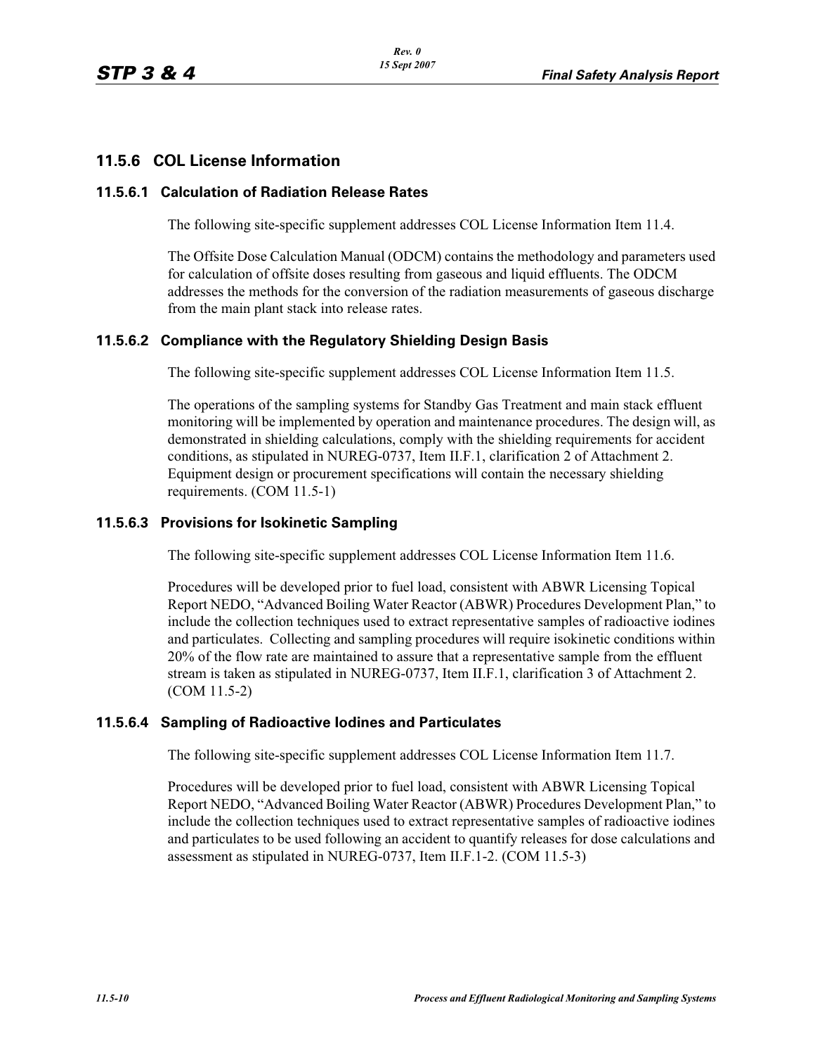## 11.5.6 COL License Information

### 11.5.6.1 Calculation of Radiation Release Rates

The following site-specific supplement addresses COL License Information Item 11.4.

The Offsite Dose Calculation Manual (ODCM) contains the methodology and parameters used for calculation of offsite doses resulting from gaseous and liquid effluents. The ODCM addresses the methods for the conversion of the radiation measurements of gaseous discharge from the main plant stack into release rates.

### 11.5.6.2 Compliance with the Regulatory Shielding Design Basis

The following site-specific supplement addresses COL License Information Item 11.5.

The operations of the sampling systems for Standby Gas Treatment and main stack effluent monitoring will be implemented by operation and maintenance procedures. The design will, as demonstrated in shielding calculations, comply with the shielding requirements for accident conditions, as stipulated in NUREG-0737, Item II.F.1, clarification 2 of Attachment 2. Equipment design or procurement specifications will contain the necessary shielding requirements. (COM 11.5-1)

### 11.5.6.3 Provisions for Isokinetic Sampling

The following site-specific supplement addresses COL License Information Item 11.6.

Procedures will be developed prior to fuel load, consistent with ABWR Licensing Topical Report NEDO, "Advanced Boiling Water Reactor (ABWR) Procedures Development Plan," to include the collection techniques used to extract representative samples of radioactive iodines and particulates. Collecting and sampling procedures will require isokinetic conditions within 20% of the flow rate are maintained to assure that a representative sample from the effluent stream is taken as stipulated in NUREG-0737, Item II.F.1, clarification 3 of Attachment 2. (COM 11.5-2)

### 11.5.6.4 Sampling of Radioactive Iodines and Particulates

The following site-specific supplement addresses COL License Information Item 11.7.

Procedures will be developed prior to fuel load, consistent with ABWR Licensing Topical Report NEDO, "Advanced Boiling Water Reactor (ABWR) Procedures Development Plan," to include the collection techniques used to extract representative samples of radioactive iodines and particulates to be used following an accident to quantify releases for dose calculations and assessment as stipulated in NUREG-0737, Item II.F.1-2. (COM 11.5-3)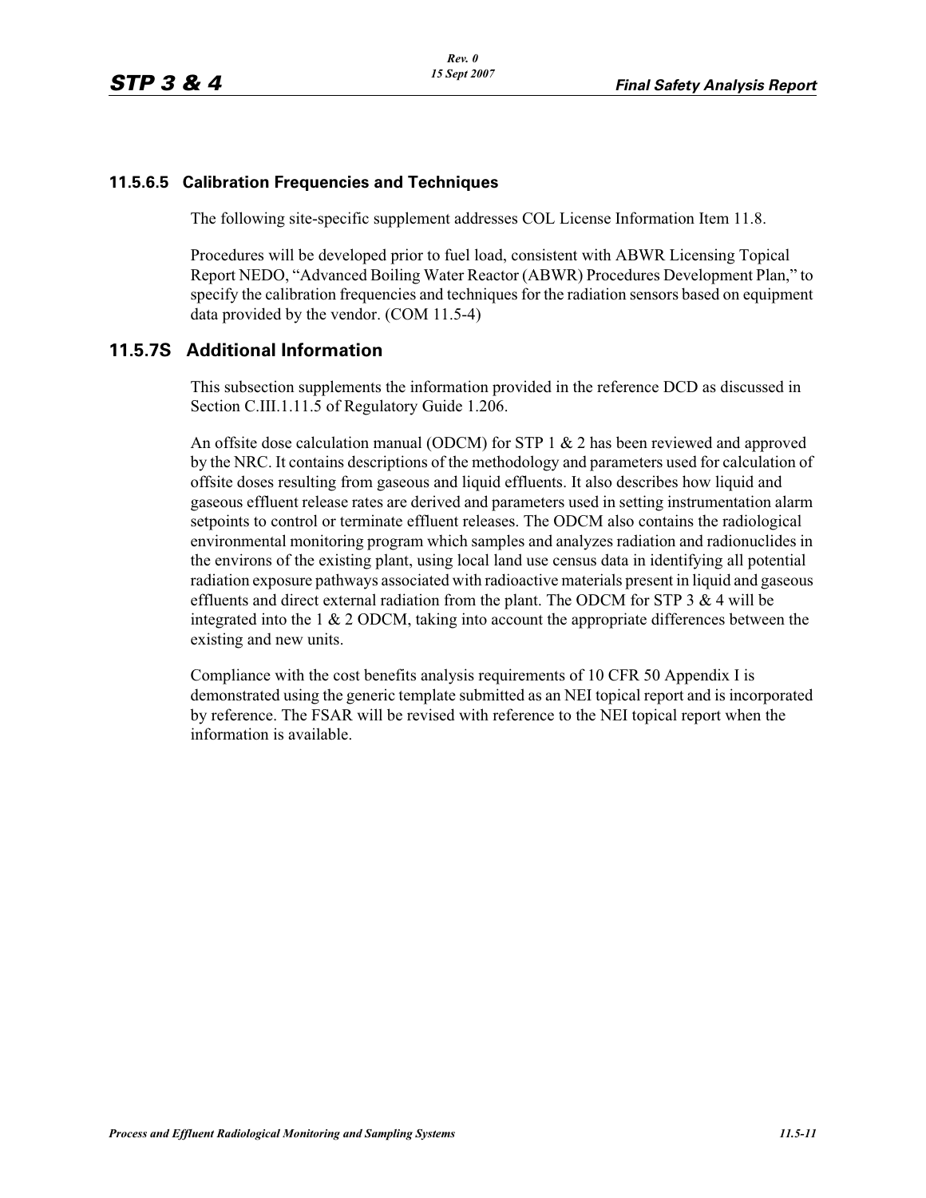### 11.5.6.5 Calibration Frequencies and Techniques

The following site-specific supplement addresses COL License Information Item 11.8.

Procedures will be developed prior to fuel load, consistent with ABWR Licensing Topical Report NEDO, "Advanced Boiling Water Reactor (ABWR) Procedures Development Plan," to specify the calibration frequencies and techniques for the radiation sensors based on equipment data provided by the vendor. (COM 11.5-4)

## 11.5.7S Additional Information

This subsection supplements the information provided in the reference DCD as discussed in Section C.III.1.11.5 of Regulatory Guide 1.206.

An offsite dose calculation manual (ODCM) for STP 1 & 2 has been reviewed and approved by the NRC. It contains descriptions of the methodology and parameters used for calculation of offsite doses resulting from gaseous and liquid effluents. It also describes how liquid and gaseous effluent release rates are derived and parameters used in setting instrumentation alarm setpoints to control or terminate effluent releases. The ODCM also contains the radiological environmental monitoring program which samples and analyzes radiation and radionuclides in the environs of the existing plant, using local land use census data in identifying all potential radiation exposure pathways associated with radioactive materials present in liquid and gaseous effluents and direct external radiation from the plant. The ODCM for STP 3 & 4 will be integrated into the 1 & 2 ODCM, taking into account the appropriate differences between the existing and new units.

Compliance with the cost benefits analysis requirements of 10 CFR 50 Appendix I is demonstrated using the generic template submitted as an NEI topical report and is incorporated by reference. The FSAR will be revised with reference to the NEI topical report when the information is available.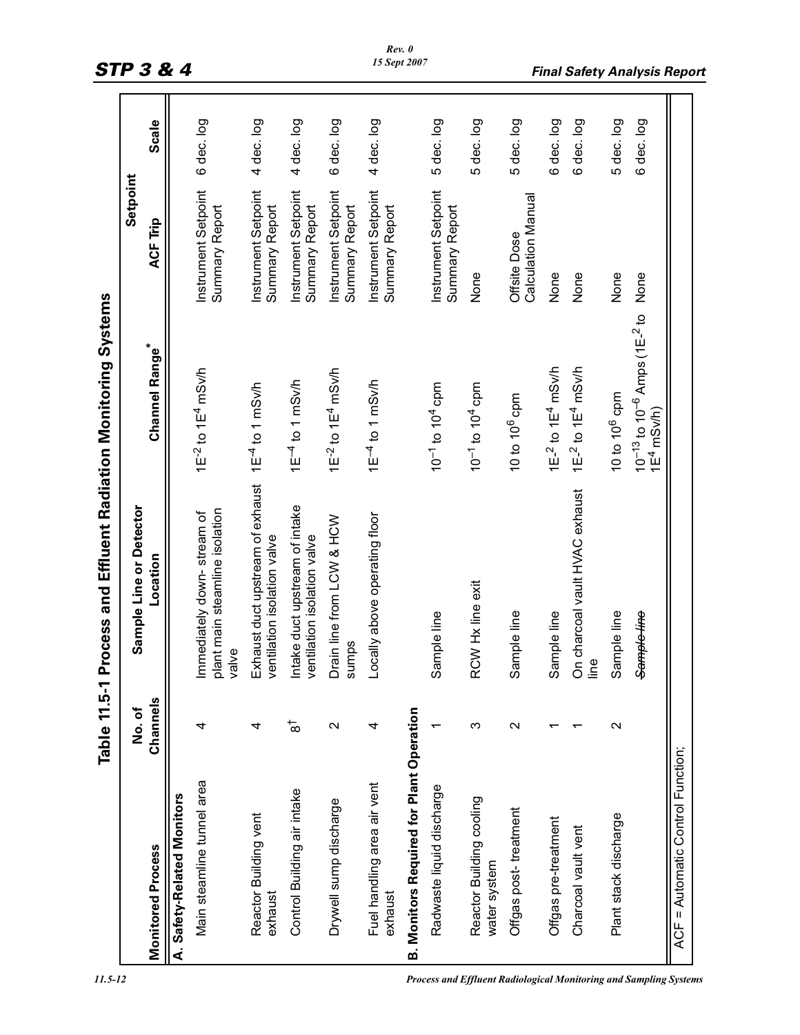# Table 11.5-1 Process and Effluent Radiation Monitoring Systems

| Monitored Process | No. of Channels | Sample Line or Detector Location | Channel Range* | Setpoint ACF Trip | Scale |
|---|---|---|---|---|---|
| **A. Safety-Related Monitors** | | | | | |
| Main steamline tunnel area | 4 | Immediately down- stream of plant main steamline isolation valve | $1E^{-2}$ to $1E^{4}$ mSv/h | Instrument Setpoint Summary Report | 6 dec. log |
| Reactor Building vent exhaust | 4 | Exhaust duct upstream of exhaust ventilation isolation valve | $1E^{-4}$ to 1 mSv/h | Instrument Setpoint Summary Report | 4 dec. log |
| Control Building air intake | 8† | Intake duct upstream of intake ventilation isolation valve | $1E^{-4}$ to 1 mSv/h | Instrument Setpoint Summary Report | 4 dec. log |
| Drywell sump discharge | 2 | Drain line from LCW & HCW sumps | $1E^{-2}$ to $1E^{4}$ mSv/h | Instrument Setpoint Summary Report | 6 dec. log |
| Fuel handling area air vent exhaust | 4 | Locally above operating floor | $1E^{-4}$ to 1 mSv/h | Instrument Setpoint Summary Report | 4 dec. log |
| **B. Monitors Required for Plant Operation** | | | | | |
| Radwaste liquid discharge | 1 | Sample line | $10^{-1}$ to $10^{4}$ cpm | Instrument Setpoint Summary Report | 5 dec. log |
| Reactor Building cooling water system | 3 | RCW Hx line exit | $10^{-1}$ to $10^{4}$ cpm | None | 5 dec. log |
| Offgas post- treatment | 2 | Sample line | 10 to $10^{6}$ cpm | Offsite Dose Calculation Manual | 5 dec. log |
| Offgas pre-treatment | 1 | Sample line | $1E^{-2}$ to $1E^{4}$ mSv/h | None | 6 dec. log |
| Charcoal vault vent | 1 | On charcoal vault HVAC exhaust line | $1E^{-2}$ to $1E^{4}$ mSv/h | None | 6 dec. log |
| Plant stack discharge | 2 | Sample line | 10 to $10^{6}$ cpm | None | 5 dec. log |
| | | ~~Sample line~~ | $10^{-13}$ to $10^{-6}$ Amps ($1E^{-2}$ to $1E^{4}$ mSv/h) | None | 6 dec. log |

ACF = Automatic Control Function;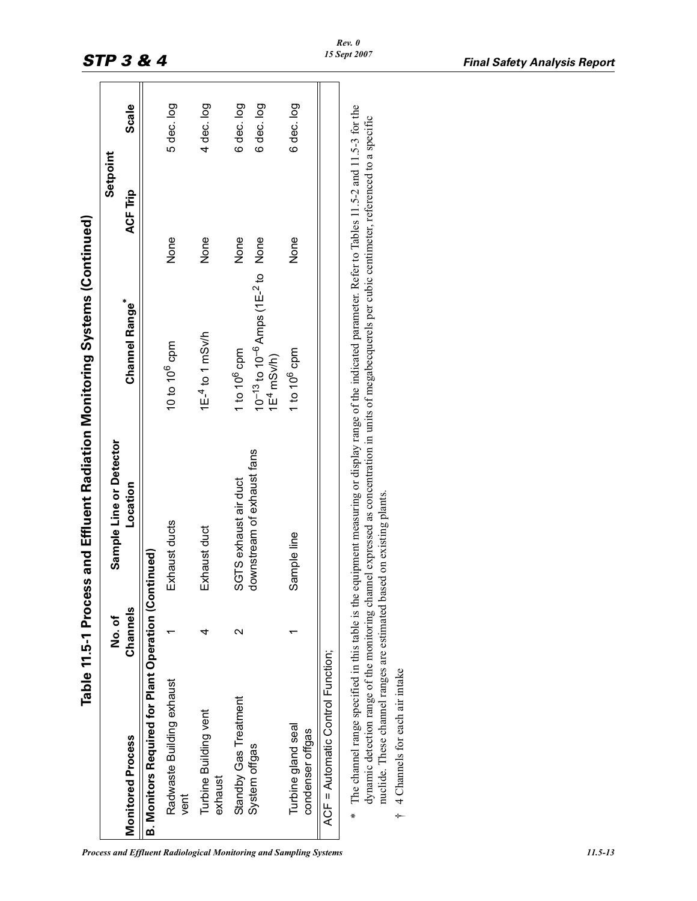## Table 11.5-1 Process and Effluent Radiation Monitoring Systems (Continued)

| Monitored Process | No. of Channels | Sample Line or Detector Location | Channel Range* | Setpoint ACF Trip | Scale |
|---|---|---|---|---|---|
| **B. Monitors Required for Plant Operation (Continued)** | | | | | |
| Radwaste Building exhaust vent | 1 | Exhaust ducts | 10 to $10^6$ cpm | None | 5 dec. log |
| Turbine Building vent exhaust | 4 | Exhaust duct | 1E-4 to 1 mSv/h | None | 4 dec. log |
| Standby Gas Treatment System offgas | 2 | SGTS exhaust air duct | 1 to $10^6$ cpm | None | 6 dec. log |
| | | downstream of exhaust fans | $10^{-13}$ to $10^{-6}$ Amps (1E-2 to 1E4 mSv/h) | None | 6 dec. log |
| Turbine gland seal condenser offgas | 1 | Sample line | 1 to $10^6$ cpm | None | 6 dec. log |

ACF = Automatic Control Function;

\* The channel range specified in this table is the equipment measuring or display range of the indicated parameter. Refer to Tables 11.5-2 and 11.5-3 for the dynamic detection range of the monitoring channel expressed as concentration in units of megabecquerels per cubic centimeter, referenced to a specific nuclide. These channel ranges are estimated based on existing plants.

† 4 Channels for each air intake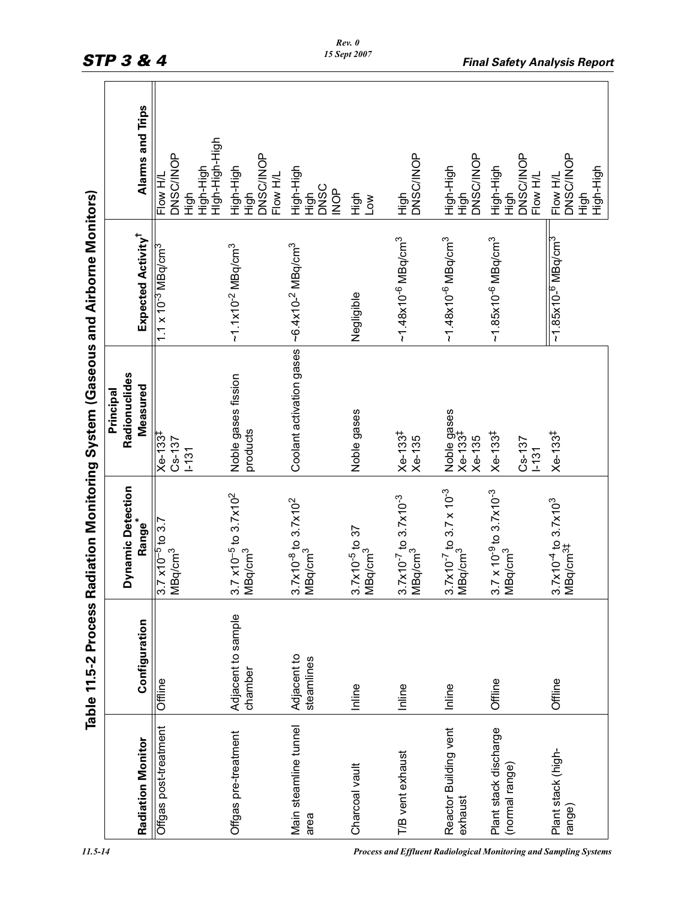## Table 11.5-2 Process Radiation Monitoring System (Gaseous and Airborne Monitors)

| Radiation Monitor | Configuration | Dynamic Detection Range* | Principal Radionuclides Measured | Expected Activity† | Alarms and Trips |
|---|---|---|---|---|---|
| Offgas post-treatment | Offline | $3.7 \times 10^{-5}$ to 3.7 MBq/cm$^3$ | Xe-133‡ Cs-137 I-131 | $1.1 \times 10^{-3}$ MBq/cm$^3$ | Flow H/L DNSC/INOP High High-High HIgh-High-High |
| Offgas pre-treatment | Adjacent to sample chamber | $3.7 \times 10^{-5}$ to $3.7 \times 10^{2}$ MBq/cm$^3$ | Noble gases fission products | $\sim 1.1 \times 10^{-2}$ MBq/cm$^3$ | High-High High DNSC/INOP Flow H/L |
| Main steamline tunnel area | Adjacent to steamlines | $3.7 \times 10^{-8}$ to $3.7 \times 10^{2}$ MBq/cm$^3$ | Coolant activation gases | $\sim 6.4 \times 10^{-2}$ MBq/cm$^3$ | High-High High DNSC INOP |
| Charcoal vault | Inline | $3.7 \times 10^{-5}$ to 37 MBq/cm$^3$ | Noble gases | Negligible | High Low |
| T/B vent exhaust | Inline | $3.7 \times 10^{-7}$ to $3.7 \times 10^{-3}$ MBq/cm$^3$ | Xe-133‡ Xe-135 | $\sim 1.48 \times 10^{-6}$ MBq/cm$^3$ | High DNSC/INOP |
| Reactor Building vent exhaust | Inline | $3.7 \times 10^{-7}$ to $3.7 \times 10^{-3}$ MBq/cm$^3$ | Noble gases Xe-133‡ Xe-135 | $\sim 1.48 \times 10^{-6}$ MBq/cm$^3$ | High-High High DNSC/INOP |
| Plant stack discharge (normal range) | Offline | $3.7 \times 10^{-9}$ to $3.7 \times 10^{-3}$ MBq/cm$^3$ | Xe-133‡ Cs-137 I-131 | $\sim 1.85 \times 10^{-6}$ MBq/cm$^3$ | High-High High DNSC/INOP Flow H/L |
| Plant stack (high-range) | Offline | $3.7 \times 10^{-4}$ to $3.7 \times 10^{3}$ MBq/cm$^3$‡ | Xe-133‡ | $\sim 1.85 \times 10^{-6}$ MBq/cm$^3$ | Flow H/L DNSC/INOP High High-High |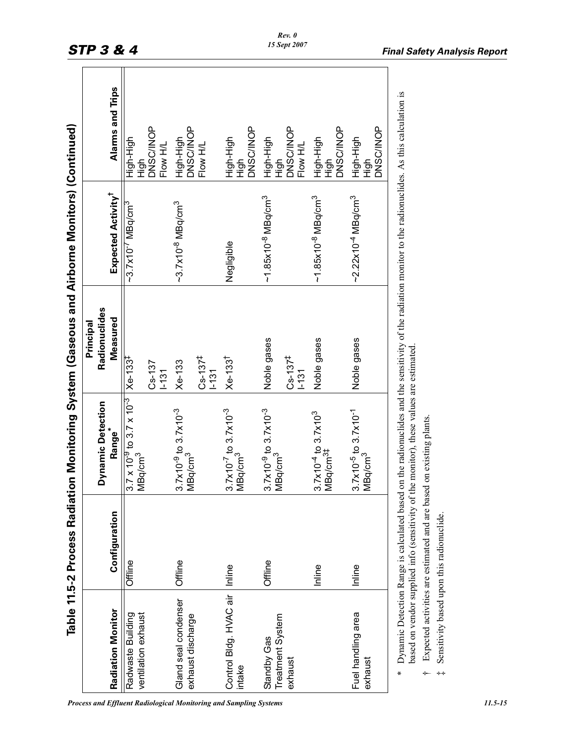## Table 11.5-2 Process Radiation Monitoring System (Gaseous and Airborne Monitors) (Continued)

| Radiation Monitor | Configuration | Dynamic Detection Range* | Principal Radionuclides Measured | Expected Activity† | Alarms and Trips |
|---|---|---|---|---|---|
| Radwaste Building ventilation exhaust | Offline | $3.7 \times 10^{-9}$ to $3.7 \times 10^{-3}$ MBq/cm$^3$ | Xe-133‡<br>Cs-137<br>I-131 | ~$3.7 \times 10^{-7}$ MBq/cm$^3$ | High-High<br>High<br>DNSC/INOP<br>Flow H/L |
| Gland seal condenser exhaust discharge | Offline | $3.7 \times 10^{-9}$ to $3.7 \times 10^{-3}$ MBq/cm$^3$ | Xe-133<br>Cs-137‡<br>I-131 | ~$3.7 \times 10^{-8}$ MBq/cm$^3$ | High-High<br>DNSC/INOP<br>Flow H/L |
| Control Bldg. HVAC air intake | Inline | $3.7 \times 10^{-7}$ to $3.7 \times 10^{-3}$ MBq/cm$^3$ | Xe-133† | Negligible | High-High<br>High<br>DNSC/INOP |
| Standby Gas Treatment System exhaust | Offline | $3.7 \times 10^{-9}$ to $3.7 \times 10^{-3}$ MBq/cm$^3$ | Noble gases<br>Cs-137‡<br>I-131 | ~$1.85 \times 10^{-8}$ MBq/cm$^3$ | High-High<br>High<br>DNSC/INOP<br>Flow H/L |
| | Inline | $3.7 \times 10^{-4}$ to $3.7 \times 10^{3}$ MBq/cm$^3$‡ | Noble gases | ~$1.85 \times 10^{-8}$ MBq/cm$^3$ | High-High<br>High<br>DNSC/INOP |
| Fuel handling area exhaust | Inline | $3.7 \times 10^{-5}$ to $3.7 \times 10^{-1}$ MBq/cm$^3$ | Noble gases | ~$2.22 \times 10^{-4}$ MBq/cm$^3$ | High-High<br>High<br>DNSC/INOP |

\* Dynamic Detection Range is calculated based on the radionuclides and the sensitivity of the radiation monitor to the radionuclides. As this calculation is based on vendor supplied info (sensitivity of the monitor), these values are estimated.

† Expected activities are estimated and are based on existing plants.

‡ Sensitivity based upon this radionuclide.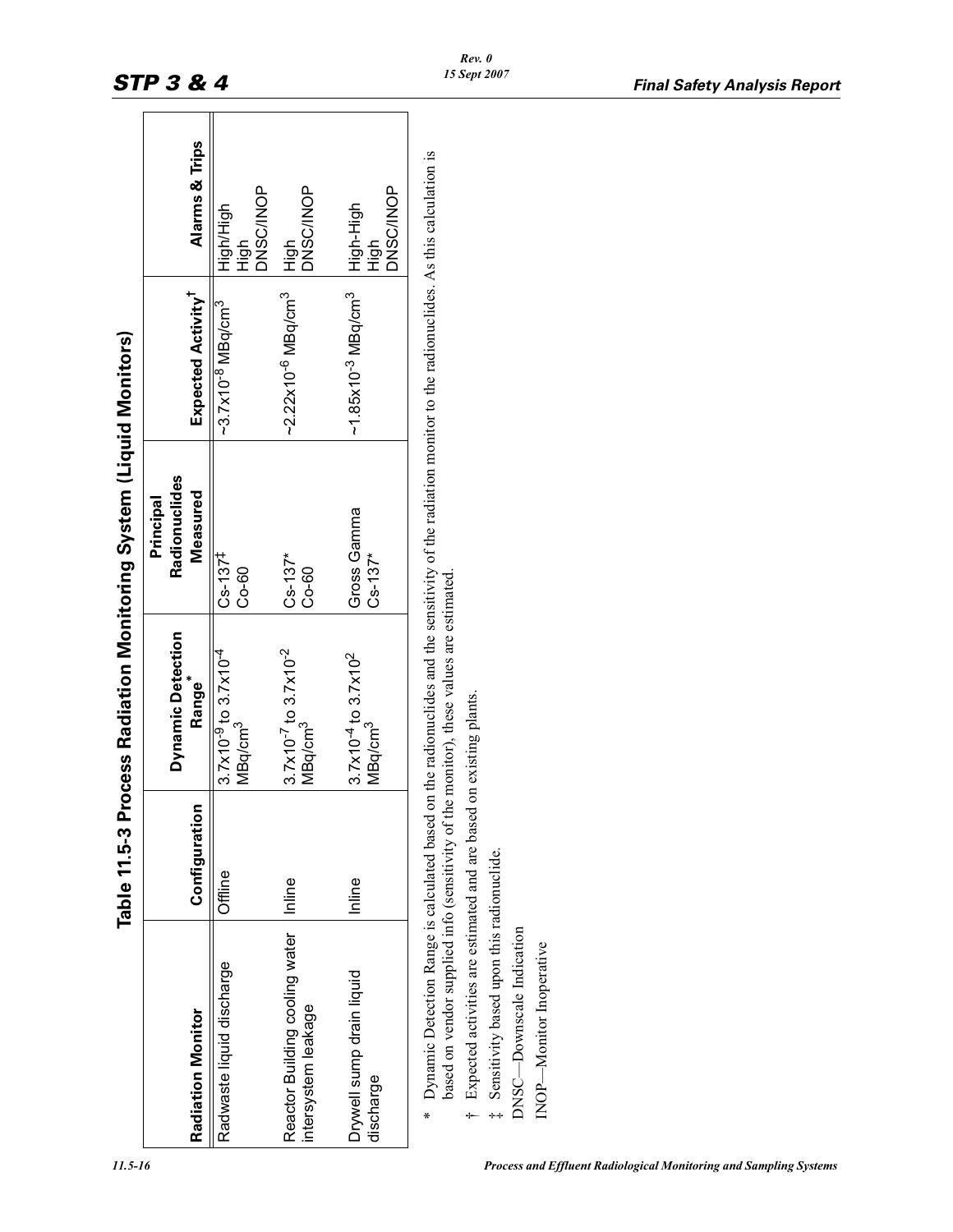## Table 11.5-3 Process Radiation Monitoring System (Liquid Monitors)

| Radiation Monitor | Configuration | Dynamic Detection Range* | Principal Radionuclides Measured | Expected Activity† | Alarms & Trips |
|---|---|---|---|---|---|
| Radwaste liquid discharge | Offline | $3.7x10^{-9}$ to $3.7x10^{-4}$ $MBq/cm^3$ | Cs-137‡ Co-60 | ~$3.7x10^{-8}$ $MBq/cm^3$ | High/High High DNSC/INOP |
| Reactor Building cooling water intersystem leakage | Inline | $3.7x10^{-7}$ to $3.7x10^{-2}$ $MBq/cm^3$ | Cs-137* Co-60 | ~$2.22x10^{-6}$ $MBq/cm^3$ | High DNSC/INOP |
| Drywell sump drain liquid discharge | Inline | $3.7x10^{-4}$ to $3.7x10^{2}$ $MBq/cm^3$ | Gross Gamma Cs-137* | ~$1.85x10^{-3}$ $MBq/cm^3$ | High-High High DNSC/INOP |

\* Dynamic Detection Range is calculated based on the radionuclides and the sensitivity of the radiation monitor to the radionuclides. As this calculation is based on vendor supplied info (sensitivity of the monitor), these values are estimated.

† Expected activities are estimated and are based on existing plants.

‡ Sensitivity based upon this radionuclide.

DNSC—Downscale Indication

INOP—Monitor Inoperative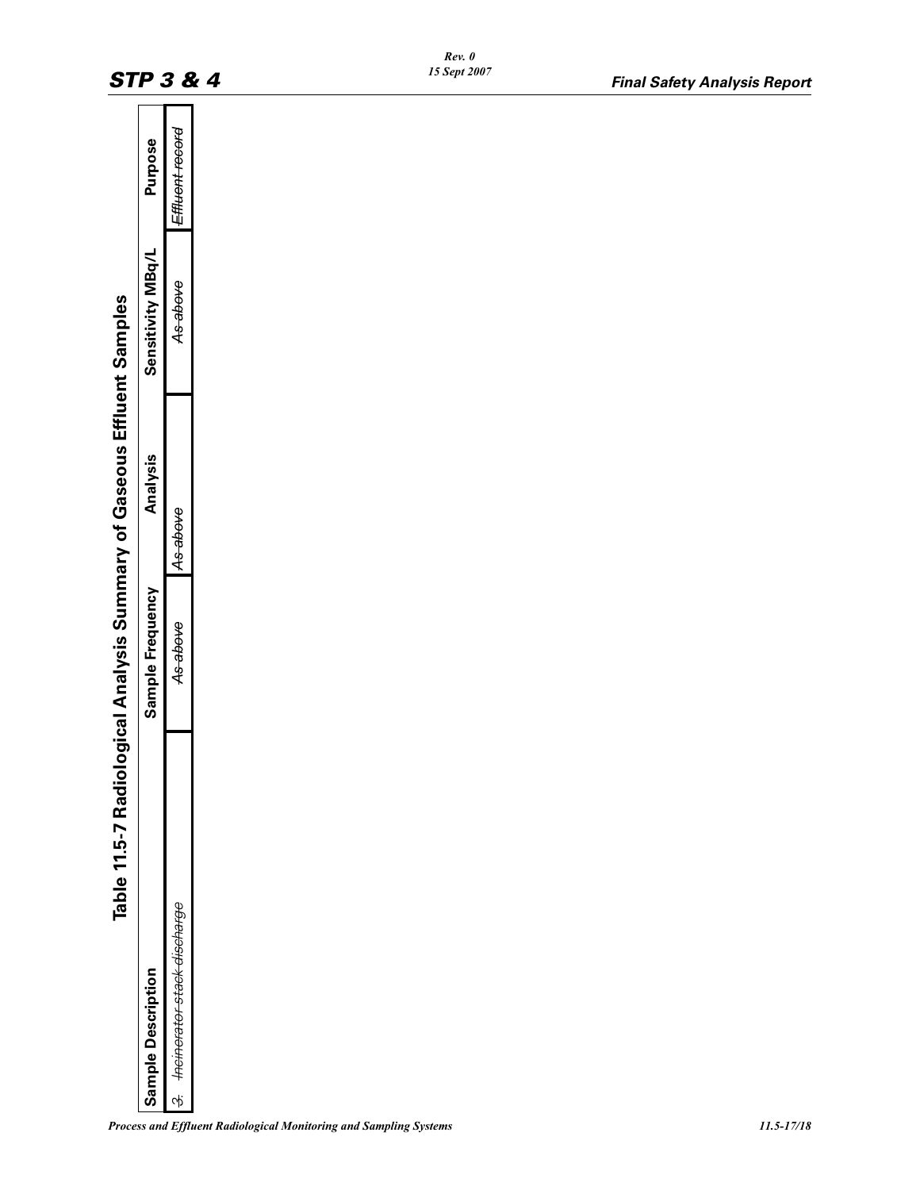## Table 11.5-7 Radiological Analysis Summary of Gaseous Effluent Samples

| Sample Description | Sample Frequency | Analysis | Sensitivity MBq/L | Purpose |
|---|---|---|---|---|
| ~~3. Incinerator stack discharge~~ | ~~As above~~ | ~~As above~~ | ~~As above~~ | ~~Effluent record~~ |